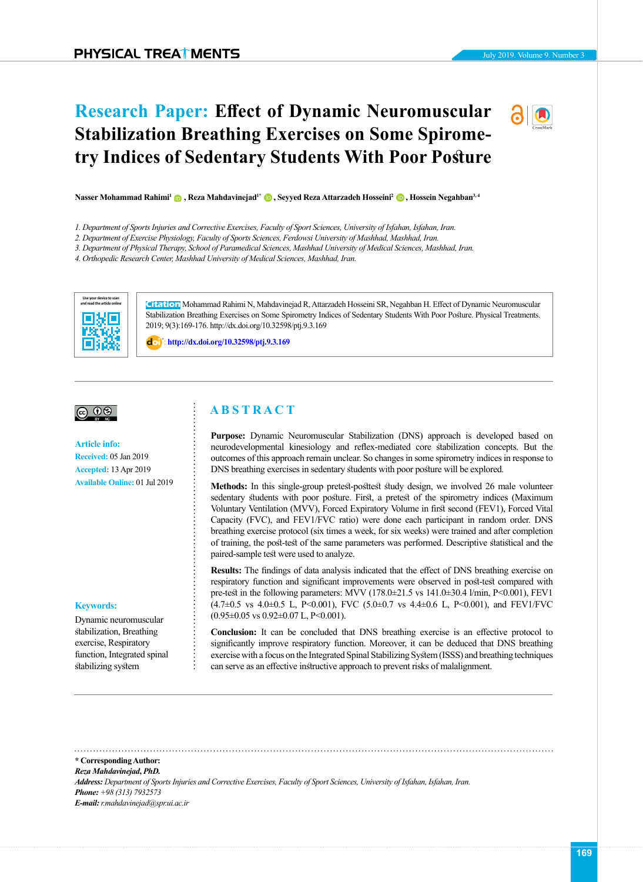# Research Paper: Effect of Dynamic Neuromuscular Stabilization Breathing Exercises on Some Spirometry Indices of Sedentary Students With Poor Posture

**Nasser Mohammad Rahimi[1], Reza Mahdavinejad[1*], Seyyed Reza Attarzadeh Hosseini[2], Hossein Negahban[3,4]**

*1. Department of Sports Injuries and Corrective Exercises, Faculty of Sport Sciences, University of Isfahan, Isfahan, Iran.*
*2. Department of Exercise Physiology, Faculty of Sports Sciences, Ferdowsi University of Mashhad, Mashhad, Iran.*
*3. Department of Physical Therapy, School of Paramedical Sciences, Mashhad University of Medical Sciences, Mashhad, Iran.*
*4. Orthopedic Research Center, Mashhad University of Medical Sciences, Mashhad, Iran.*

**Citation** Mohammad Rahimi N, Mahdavinejad R, Attarzadeh Hosseini SR, Negahban H. Effect of Dynamic Neuromuscular Stabilization Breathing Exercises on Some Spirometry Indices of Sedentary Students With Poor Posture. Physical Treatments. 2019; 9(3):169-176. http://dx.doi.org/10.32598/ptj.9.3.169

http://dx.doi.org/10.32598/ptj.9.3.169

**Article info:**
**Received:** 05 Jan 2019
**Accepted:** 13 Apr 2019
**Available Online:** 01 Jul 2019

## ABSTRACT

**Purpose:** Dynamic Neuromuscular Stabilization (DNS) approach is developed based on neurodevelopmental kinesiology and reflex-mediated core stabilization concepts. But the outcomes of this approach remain unclear. So changes in some spirometry indices in response to DNS breathing exercises in sedentary students with poor posture will be explored.

**Methods:** In this single-group pretest-posttest study design, we involved 26 male volunteer sedentary students with poor posture. First, a pretest of the spirometry indices (Maximum Voluntary Ventilation (MVV), Forced Expiratory Volume in first second (FEV1), Forced Vital Capacity (FVC), and FEV1/FVC ratio) were done each participant in random order. DNS breathing exercise protocol (six times a week, for six weeks) were trained and after completion of training, the post-test of the same parameters was performed. Descriptive statistical and the paired-sample test were used to analyze.

**Results:** The findings of data analysis indicated that the effect of DNS breathing exercise on respiratory function and significant improvements were observed in post-test compared with pre-test in the following parameters: MVV (178.0±21.5 vs 141.0±30.4 l/min, P<0.001), FEV1 (4.7±0.5 vs 4.0±0.5 L, P<0.001), FVC (5.0±0.7 vs 4.4±0.6 L, P<0.001), and FEV1/FVC (0.95±0.05 vs 0.92±0.07 L, P<0.001).

**Conclusion:** It can be concluded that DNS breathing exercise is an effective protocol to significantly improve respiratory function. Moreover, it can be deduced that DNS breathing exercise with a focus on the Integrated Spinal Stabilizing System (ISSS) and breathing techniques can serve as an effective instructive approach to prevent risks of malalignment.

**Keywords:**
Dynamic neuromuscular stabilization, Breathing exercise, Respiratory function, Integrated spinal stabilizing system

---

**\* Corresponding Author:**
***Reza Mahdavinejad, PhD.***
***Address:*** *Department of Sports Injuries and Corrective Exercises, Faculty of Sport Sciences, University of Isfahan, Isfahan, Iran.*
***Phone:*** *+98 (313) 7932573*
***E-mail:*** *r.mahdavinejad@spr.ui.ac.ir*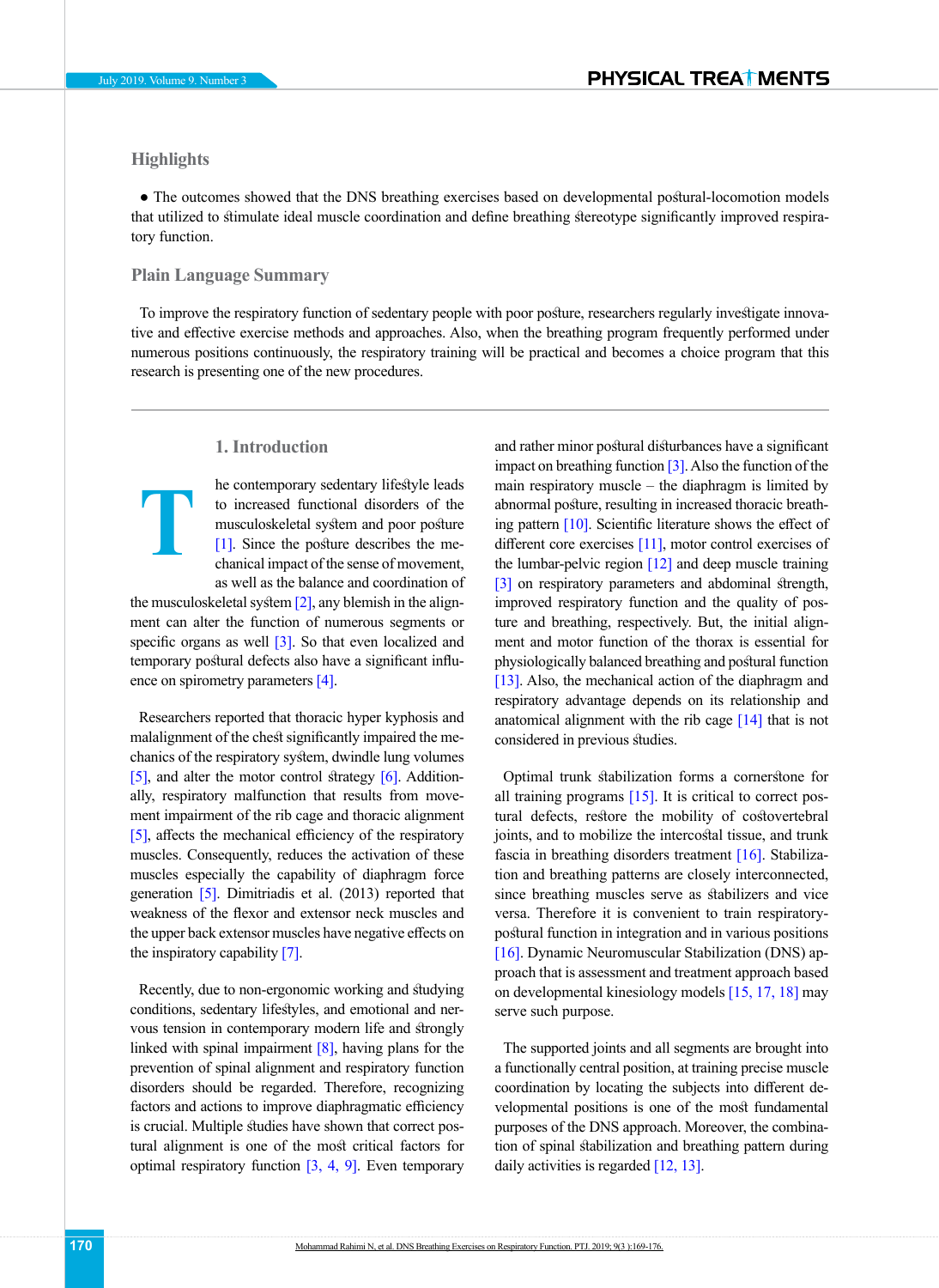## Highlights

● The outcomes showed that the DNS breathing exercises based on developmental postural-locomotion models that utilized to stimulate ideal muscle coordination and define breathing stereotype significantly improved respiratory function.

## Plain Language Summary

To improve the respiratory function of sedentary people with poor posture, researchers regularly investigate innovative and effective exercise methods and approaches. Also, when the breathing program frequently performed under numerous positions continuously, the respiratory training will be practical and becomes a choice program that this research is presenting one of the new procedures.

## 1. Introduction

The contemporary sedentary lifestyle leads to increased functional disorders of the musculoskeletal system and poor posture [1]. Since the posture describes the mechanical impact of the sense of movement, as well as the balance and coordination of the musculoskeletal system [2], any blemish in the alignment can alter the function of numerous segments or specific organs as well [3]. So that even localized and temporary postural defects also have a significant influence on spirometry parameters [4].

Researchers reported that thoracic hyper kyphosis and malalignment of the chest significantly impaired the mechanics of the respiratory system, dwindle lung volumes [5], and alter the motor control strategy [6]. Additionally, respiratory malfunction that results from movement impairment of the rib cage and thoracic alignment [5], affects the mechanical efficiency of the respiratory muscles. Consequently, reduces the activation of these muscles especially the capability of diaphragm force generation [5]. Dimitriadis et al. (2013) reported that weakness of the flexor and extensor neck muscles and the upper back extensor muscles have negative effects on the inspiratory capability [7].

Recently, due to non-ergonomic working and studying conditions, sedentary lifestyles, and emotional and nervous tension in contemporary modern life and strongly linked with spinal impairment [8], having plans for the prevention of spinal alignment and respiratory function disorders should be regarded. Therefore, recognizing factors and actions to improve diaphragmatic efficiency is crucial. Multiple studies have shown that correct postural alignment is one of the most critical factors for optimal respiratory function [3, 4, 9]. Even temporary and rather minor postural disturbances have a significant impact on breathing function [3]. Also the function of the main respiratory muscle – the diaphragm is limited by abnormal posture, resulting in increased thoracic breathing pattern [10]. Scientific literature shows the effect of different core exercises [11], motor control exercises of the lumbar-pelvic region [12] and deep muscle training [3] on respiratory parameters and abdominal strength, improved respiratory function and the quality of posture and breathing, respectively. But, the initial alignment and motor function of the thorax is essential for physiologically balanced breathing and postural function [13]. Also, the mechanical action of the diaphragm and respiratory advantage depends on its relationship and anatomical alignment with the rib cage [14] that is not considered in previous studies.

Optimal trunk stabilization forms a cornerstone for all training programs [15]. It is critical to correct postural defects, restore the mobility of costovertebral joints, and to mobilize the intercostal tissue, and trunk fascia in breathing disorders treatment [16]. Stabilization and breathing patterns are closely interconnected, since breathing muscles serve as stabilizers and vice versa. Therefore it is convenient to train respiratory-postural function in integration and in various positions [16]. Dynamic Neuromuscular Stabilization (DNS) approach that is assessment and treatment approach based on developmental kinesiology models [15, 17, 18] may serve such purpose.

The supported joints and all segments are brought into a functionally central position, at training precise muscle coordination by locating the subjects into different developmental positions is one of the most fundamental purposes of the DNS approach. Moreover, the combination of spinal stabilization and breathing pattern during daily activities is regarded [12, 13].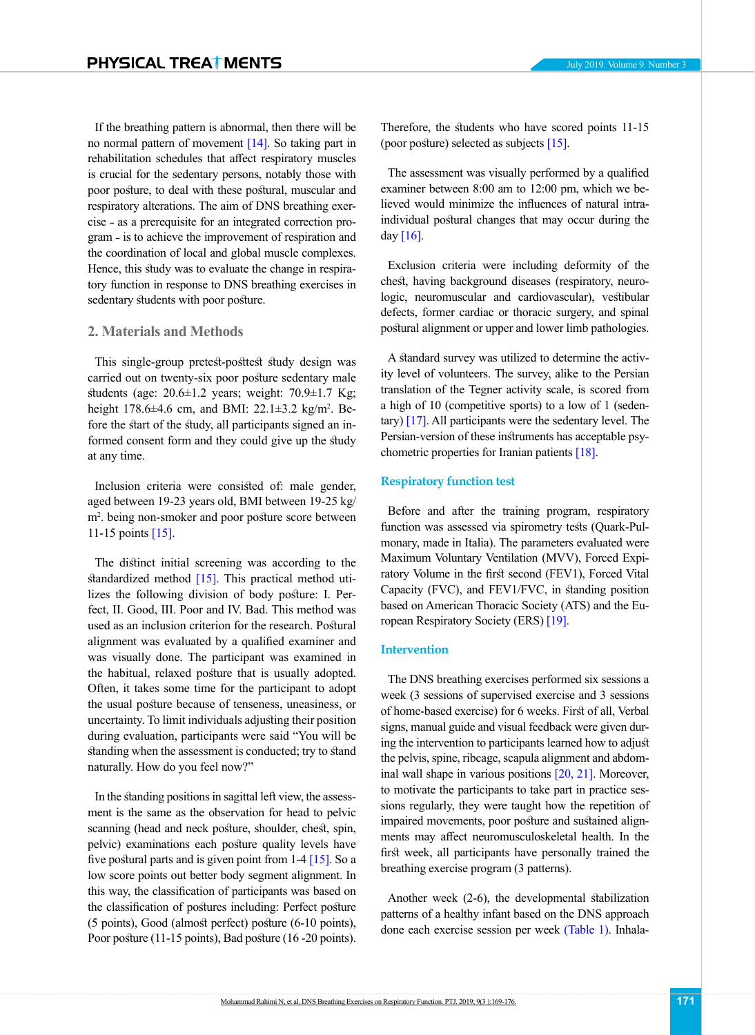If the breathing pattern is abnormal, then there will be no normal pattern of movement [14]. So taking part in rehabilitation schedules that affect respiratory muscles is crucial for the sedentary persons, notably those with poor posture, to deal with these postural, muscular and respiratory alterations. The aim of DNS breathing exercise - as a prerequisite for an integrated correction program - is to achieve the improvement of respiration and the coordination of local and global muscle complexes. Hence, this study was to evaluate the change in respiratory function in response to DNS breathing exercises in sedentary students with poor posture.

## 2. Materials and Methods

This single-group pretest-posttest study design was carried out on twenty-six poor posture sedentary male students (age: 20.6±1.2 years; weight: 70.9±1.7 Kg; height 178.6±4.6 cm, and BMI: 22.1±3.2 kg/m$^2$. Before the start of the study, all participants signed an informed consent form and they could give up the study at any time.

Inclusion criteria were consisted of: male gender, aged between 19-23 years old, BMI between 19-25 kg/m$^2$. being non-smoker and poor posture score between 11-15 points [15].

The distinct initial screening was according to the standardized method [15]. This practical method utilizes the following division of body posture: I. Perfect, II. Good, III. Poor and IV. Bad. This method was used as an inclusion criterion for the research. Postural alignment was evaluated by a qualified examiner and was visually done. The participant was examined in the habitual, relaxed posture that is usually adopted. Often, it takes some time for the participant to adopt the usual posture because of tenseness, uneasiness, or uncertainty. To limit individuals adjusting their position during evaluation, participants were said "You will be standing when the assessment is conducted; try to stand naturally. How do you feel now?"

In the standing positions in sagittal left view, the assessment is the same as the observation for head to pelvic scanning (head and neck posture, shoulder, chest, spin, pelvic) examinations each posture quality levels have five postural parts and is given point from 1-4 [15]. So a low score points out better body segment alignment. In this way, the classification of participants was based on the classification of postures including: Perfect posture (5 points), Good (almost perfect) posture (6-10 points), Poor posture (11-15 points), Bad posture (16 -20 points). Therefore, the students who have scored points 11-15 (poor posture) selected as subjects [15].

The assessment was visually performed by a qualified examiner between 8:00 am to 12:00 pm, which we believed would minimize the influences of natural intra-individual postural changes that may occur during the day [16].

Exclusion criteria were including deformity of the chest, having background diseases (respiratory, neurologic, neuromuscular and cardiovascular), vestibular defects, former cardiac or thoracic surgery, and spinal postural alignment or upper and lower limb pathologies.

A standard survey was utilized to determine the activity level of volunteers. The survey, alike to the Persian translation of the Tegner activity scale, is scored from a high of 10 (competitive sports) to a low of 1 (sedentary) [17]. All participants were the sedentary level. The Persian-version of these instruments has acceptable psychometric properties for Iranian patients [18].

### Respiratory function test

Before and after the training program, respiratory function was assessed via spirometry tests (Quark-Pulmonary, made in Italia). The parameters evaluated were Maximum Voluntary Ventilation (MVV), Forced Expiratory Volume in the first second (FEV1), Forced Vital Capacity (FVC), and FEV1/FVC, in standing position based on American Thoracic Society (ATS) and the European Respiratory Society (ERS) [19].

### Intervention

The DNS breathing exercises performed six sessions a week (3 sessions of supervised exercise and 3 sessions of home-based exercise) for 6 weeks. First of all, Verbal signs, manual guide and visual feedback were given during the intervention to participants learned how to adjust the pelvis, spine, ribcage, scapula alignment and abdominal wall shape in various positions [20, 21]. Moreover, to motivate the participants to take part in practice sessions regularly, they were taught how the repetition of impaired movements, poor posture and sustained alignments may affect neuromusculoskeletal health. In the first week, all participants have personally trained the breathing exercise program (3 patterns).

Another week (2-6), the developmental stabilization patterns of a healthy infant based on the DNS approach done each exercise session per week (Table 1). Inhala-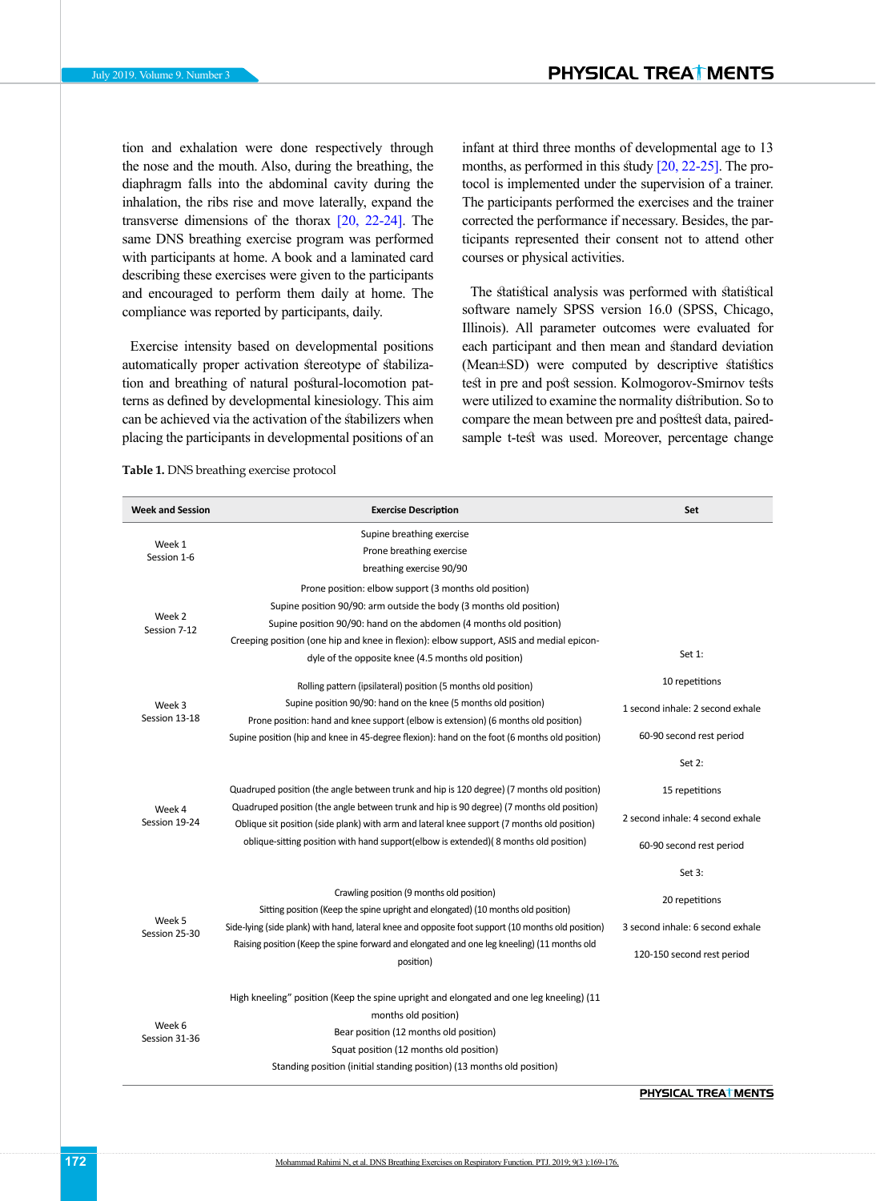tion and exhalation were done respectively through the nose and the mouth. Also, during the breathing, the diaphragm falls into the abdominal cavity during the inhalation, the ribs rise and move laterally, expand the transverse dimensions of the thorax [20, 22-24]. The same DNS breathing exercise program was performed with participants at home. A book and a laminated card describing these exercises were given to the participants and encouraged to perform them daily at home. The compliance was reported by participants, daily.

Exercise intensity based on developmental positions automatically proper activation stereotype of stabilization and breathing of natural postural-locomotion patterns as defined by developmental kinesiology. This aim can be achieved via the activation of the stabilizers when placing the participants in developmental positions of an infant at third three months of developmental age to 13 months, as performed in this study [20, 22-25]. The protocol is implemented under the supervision of a trainer. The participants performed the exercises and the trainer corrected the performance if necessary. Besides, the participants represented their consent not to attend other courses or physical activities.

The statistical analysis was performed with statistical software namely SPSS version 16.0 (SPSS, Chicago, Illinois). All parameter outcomes were evaluated for each participant and then mean and standard deviation (Mean±SD) were computed by descriptive statistics test in pre and post session. Kolmogorov-Smirnov tests were utilized to examine the normality distribution. So to compare the mean between pre and posttest data, paired-sample t-test was used. Moreover, percentage change

**Table 1.** DNS breathing exercise protocol

| Week and Session | Exercise Description | Set |
|---|---|---|
| Week 1<br>Session 1-6 | Supine breathing exercise<br>Prone breathing exercise<br>breathing exercise 90/90 | Set 1:<br>10 repetitions<br>1 second inhale: 2 second exhale<br>60-90 second rest period<br><br>Set 2:<br>15 repetitions<br>2 second inhale: 4 second exhale<br>60-90 second rest period<br><br>Set 3:<br>20 repetitions<br>3 second inhale: 6 second exhale<br>120-150 second rest period |
| Week 2<br>Session 7-12 | Prone position: elbow support (3 months old position)<br>Supine position 90/90: arm outside the body (3 months old position)<br>Supine position 90/90: hand on the abdomen (4 months old position)<br>Creeping position (one hip and knee in flexion): elbow support, ASIS and medial epicondyle of the opposite knee (4.5 months old position) | |
| Week 3<br>Session 13-18 | Rolling pattern (ipsilateral) position (5 months old position)<br>Supine position 90/90: hand on the knee (5 months old position)<br>Prone position: hand and knee support (elbow is extension) (6 months old position)<br>Supine position (hip and knee in 45-degree flexion): hand on the foot (6 months old position) | |
| Week 4<br>Session 19-24 | Quadruped position (the angle between trunk and hip is 120 degree) (7 months old position)<br>Quadruped position (the angle between trunk and hip is 90 degree) (7 months old position)<br>Oblique sit position (side plank) with arm and lateral knee support (7 months old position)<br>oblique-sitting position with hand support(elbow is extended)( 8 months old position) | |
| Week 5<br>Session 25-30 | Crawling position (9 months old position)<br>Sitting position (Keep the spine upright and elongated) (10 months old position)<br>Side-lying (side plank) with hand, lateral knee and opposite foot support (10 months old position)<br>Raising position (Keep the spine forward and elongated and one leg kneeling) (11 months old position) | |
| Week 6<br>Session 31-36 | High kneeling" position (Keep the spine upright and elongated and one leg kneeling) (11 months old position)<br>Bear position (12 months old position)<br>Squat position (12 months old position)<br>Standing position (initial standing position) (13 months old position) | |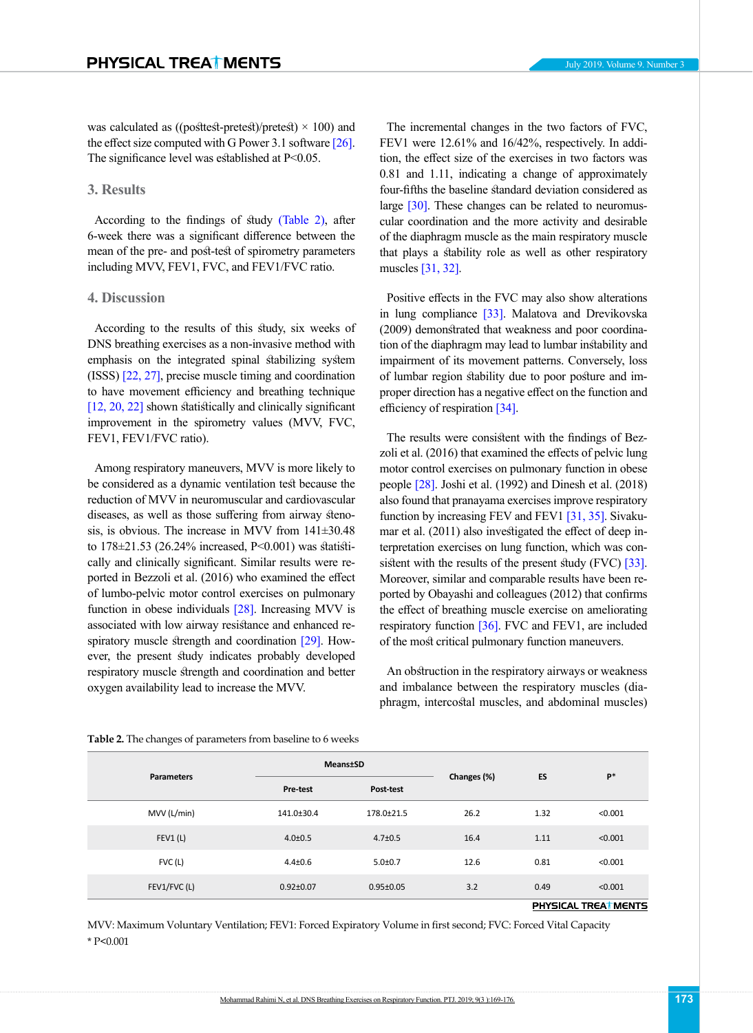was calculated as ((posttest-pretest)/pretest) × 100) and the effect size computed with G Power 3.1 software [26]. The significance level was established at P<0.05.

## 3. Results

According to the findings of study (Table 2), after 6-week there was a significant difference between the mean of the pre- and post-test of spirometry parameters including MVV, FEV1, FVC, and FEV1/FVC ratio.

## 4. Discussion

According to the results of this study, six weeks of DNS breathing exercises as a non-invasive method with emphasis on the integrated spinal stabilizing system (ISSS) [22, 27], precise muscle timing and coordination to have movement efficiency and breathing technique [12, 20, 22] shown statistically and clinically significant improvement in the spirometry values (MVV, FVC, FEV1, FEV1/FVC ratio).

Among respiratory maneuvers, MVV is more likely to be considered as a dynamic ventilation test because the reduction of MVV in neuromuscular and cardiovascular diseases, as well as those suffering from airway stenosis, is obvious. The increase in MVV from 141±30.48 to 178±21.53 (26.24% increased, P<0.001) was statistically and clinically significant. Similar results were reported in Bezzoli et al. (2016) who examined the effect of lumbo-pelvic motor control exercises on pulmonary function in obese individuals [28]. Increasing MVV is associated with low airway resistance and enhanced respiratory muscle strength and coordination [29]. However, the present study indicates probably developed respiratory muscle strength and coordination and better oxygen availability lead to increase the MVV.

The incremental changes in the two factors of FVC, FEV1 were 12.61% and 16/42%, respectively. In addition, the effect size of the exercises in two factors was 0.81 and 1.11, indicating a change of approximately four-fifths the baseline standard deviation considered as large [30]. These changes can be related to neuromuscular coordination and the more activity and desirable of the diaphragm muscle as the main respiratory muscle that plays a stability role as well as other respiratory muscles [31, 32].

Positive effects in the FVC may also show alterations in lung compliance [33]. Malatova and Drevikovska (2009) demonstrated that weakness and poor coordination of the diaphragm muscle may lead to lumbar instability and impairment of its movement patterns. Conversely, loss of lumbar region stability due to poor posture and improper direction has a negative effect on the function and efficiency of respiration [34].

The results were consistent with the findings of Bezzoli et al. (2016) that examined the effects of pelvic lung motor control exercises on pulmonary function in obese people [28]. Joshi et al. (1992) and Dinesh et al. (2018) also found that pranayama exercises improve respiratory function by increasing FEV and FEV1 [31, 35]. Sivakumar et al. (2011) also investigated the effect of deep interpretation exercises on lung function, which was consistent with the results of the present study (FVC) [33]. Moreover, similar and comparable results have been reported by Obayashi and colleagues (2012) that confirms the effect of breathing muscle exercise on ameliorating respiratory function [36]. FVC and FEV1, are included of the most critical pulmonary function maneuvers.

An obstruction in the respiratory airways or weakness and imbalance between the respiratory muscles (diaphragm, intercostal muscles, and abdominal muscles)

**Table 2.** The changes of parameters from baseline to 6 weeks

| Parameters | Means±SD | | Changes (%) | ES | P* |
|---|---|---|---|---|---|
| | Pre-test | Post-test | | | |
| MVV (L/min) | 141.0±30.4 | 178.0±21.5 | 26.2 | 1.32 | <0.001 |
| FEV1 (L) | 4.0±0.5 | 4.7±0.5 | 16.4 | 1.11 | <0.001 |
| FVC (L) | 4.4±0.6 | 5.0±0.7 | 12.6 | 0.81 | <0.001 |
| FEV1/FVC (L) | 0.92±0.07 | 0.95±0.05 | 3.2 | 0.49 | <0.001 |

MVV: Maximum Voluntary Ventilation; FEV1: Forced Expiratory Volume in first second; FVC: Forced Vital Capacity

* P<0.001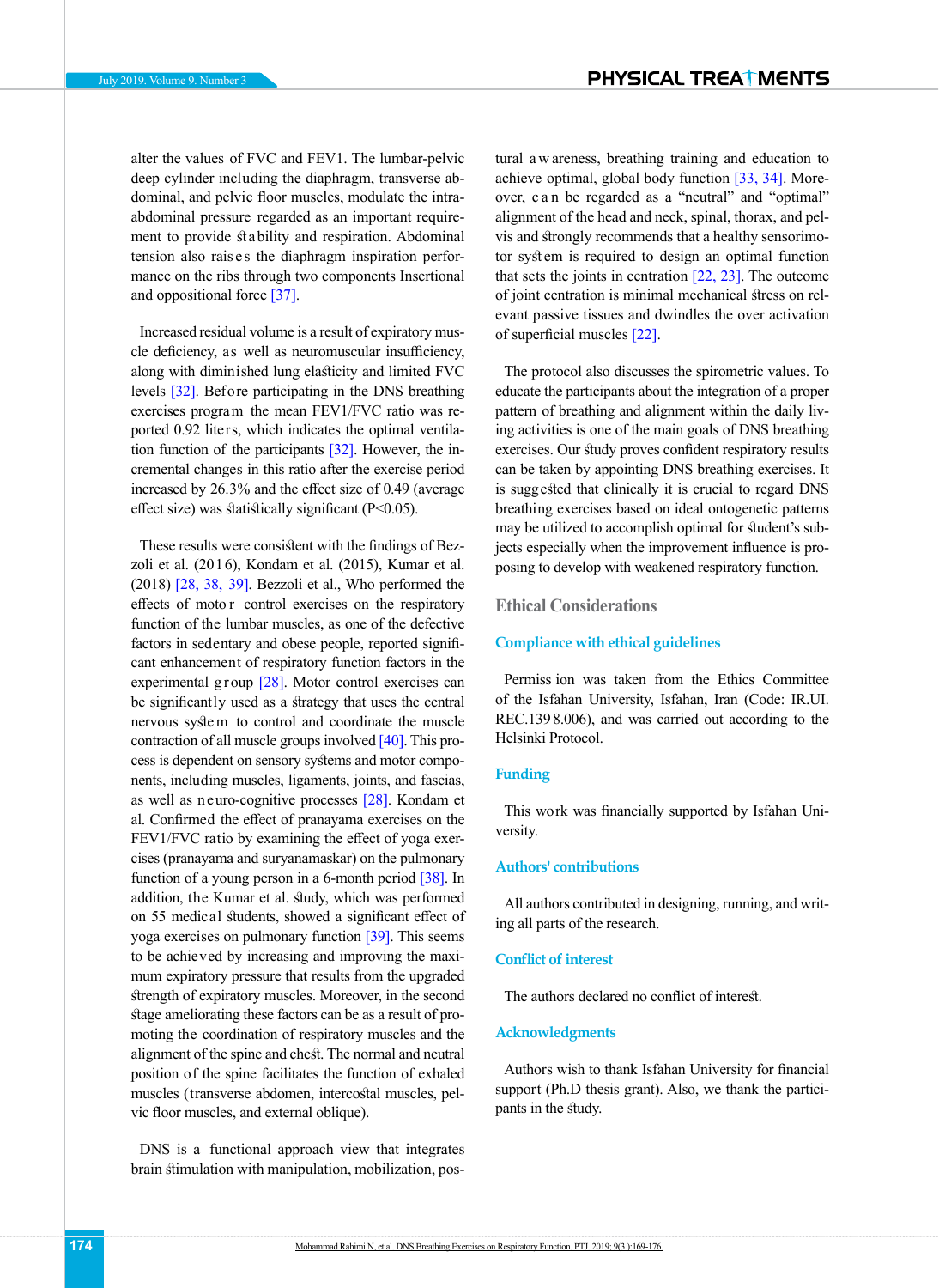alter the values of FVC and FEV1. The lumbar-pelvic deep cylinder including the diaphragm, transverse abdominal, and pelvic floor muscles, modulate the intra-abdominal pressure regarded as an important requirement to provide stability and respiration. Abdominal tension also raises the diaphragm inspiration performance on the ribs through two components Insertional and oppositional force [37].

Increased residual volume is a result of expiratory muscle deficiency, as well as neuromuscular insufficiency, along with diminished lung elasticity and limited FVC levels [32]. Before participating in the DNS breathing exercises program the mean FEV1/FVC ratio was reported 0.92 liters, which indicates the optimal ventilation function of the participants [32]. However, the incremental changes in this ratio after the exercise period increased by 26.3% and the effect size of 0.49 (average effect size) was statistically significant ($P<0.05$).

These results were consistent with the findings of Bezzoli et al. (2016), Kondam et al. (2015), Kumar et al. (2018) [28, 38, 39]. Bezzoli et al., Who performed the effects of motor control exercises on the respiratory function of the lumbar muscles, as one of the defective factors in sedentary and obese people, reported significant enhancement of respiratory function factors in the experimental group [28]. Motor control exercises can be significantly used as a strategy that uses the central nervous system to control and coordinate the muscle contraction of all muscle groups involved [40]. This process is dependent on sensory systems and motor components, including muscles, ligaments, joints, and fascias, as well as neuro-cognitive processes [28]. Kondam et al. Confirmed the effect of pranayama exercises on the FEV1/FVC ratio by examining the effect of yoga exercises (pranayama and suryanamaskar) on the pulmonary function of a young person in a 6-month period [38]. In addition, the Kumar et al. study, which was performed on 55 medical students, showed a significant effect of yoga exercises on pulmonary function [39]. This seems to be achieved by increasing and improving the maximum expiratory pressure that results from the upgraded strength of expiratory muscles. Moreover, in the second stage ameliorating these factors can be as a result of promoting the coordination of respiratory muscles and the alignment of the spine and chest. The normal and neutral position of the spine facilitates the function of exhaled muscles (transverse abdomen, intercostal muscles, pelvic floor muscles, and external oblique).

DNS is a functional approach view that integrates brain stimulation with manipulation, mobilization, postural awareness, breathing training and education to achieve optimal, global body function [33, 34]. Moreover, can be regarded as a "neutral" and "optimal" alignment of the head and neck, spinal, thorax, and pelvis and strongly recommends that a healthy sensorimotor system is required to design an optimal function that sets the joints in centration [22, 23]. The outcome of joint centration is minimal mechanical stress on relevant passive tissues and dwindles the over activation of superficial muscles [22].

The protocol also discusses the spirometric values. To educate the participants about the integration of a proper pattern of breathing and alignment within the daily living activities is one of the main goals of DNS breathing exercises. Our study proves confident respiratory results can be taken by appointing DNS breathing exercises. It is suggested that clinically it is crucial to regard DNS breathing exercises based on ideal ontogenetic patterns may be utilized to accomplish optimal for student's subjects especially when the improvement influence is proposing to develop with weakened respiratory function.

## Ethical Considerations

### Compliance with ethical guidelines

Permission was taken from the Ethics Committee of the Isfahan University, Isfahan, Iran (Code: IR.UI.REC.1398.006), and was carried out according to the Helsinki Protocol.

### Funding

This work was financially supported by Isfahan University.

### Authors' contributions

All authors contributed in designing, running, and writing all parts of the research.

### Conflict of interest

The authors declared no conflict of interest.

### Acknowledgments

Authors wish to thank Isfahan University for financial support (Ph.D thesis grant). Also, we thank the participants in the study.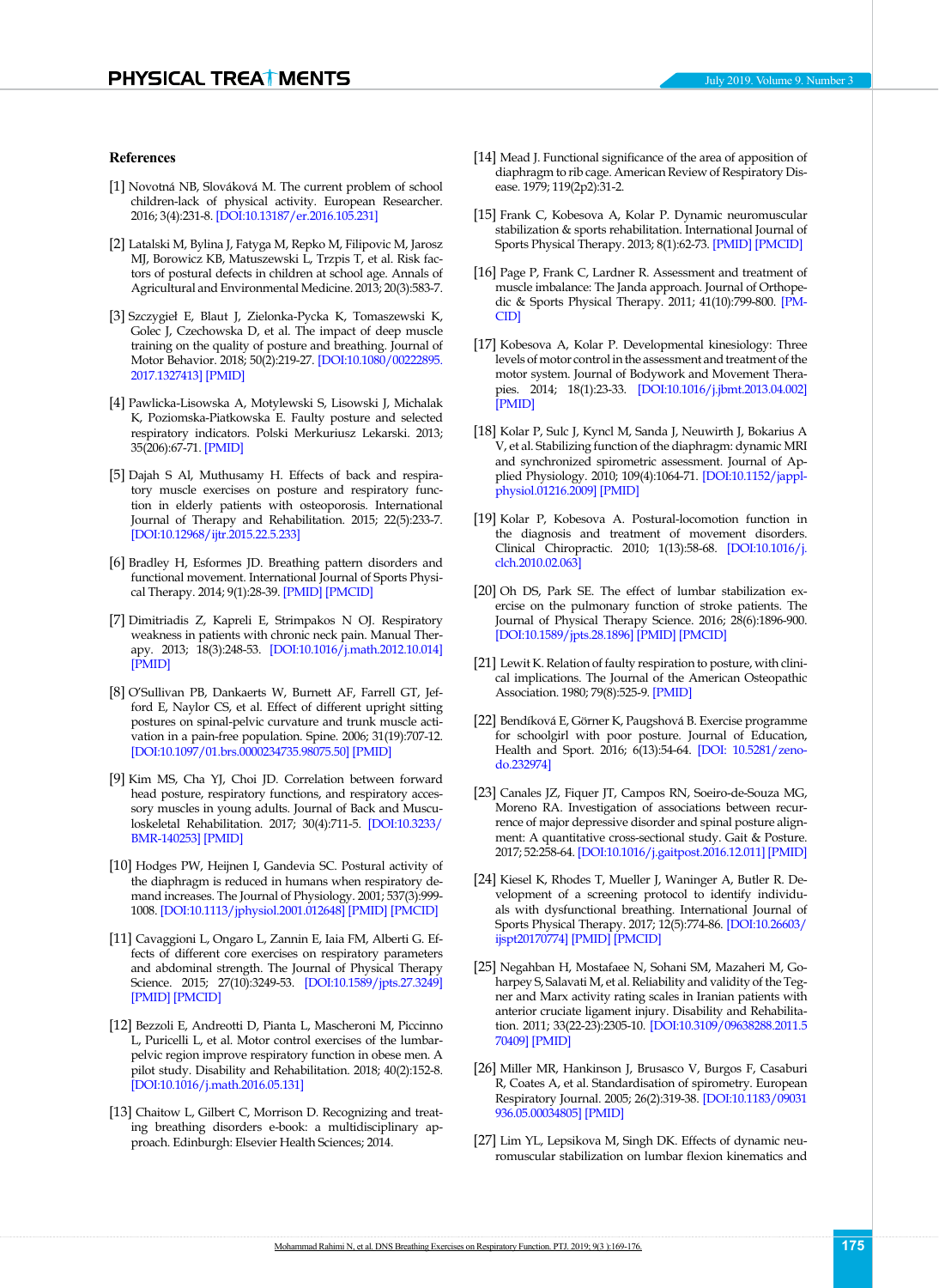## References

[1] Novotná NB, Slováková M. The current problem of school children-lack of physical activity. European Researcher. 2016; 3(4):231-8. [DOI:10.13187/er.2016.105.231]

[2] Latalski M, Bylina J, Fatyga M, Repko M, Filipovic M, Jarosz MJ, Borowicz KB, Matuszewski L, Trzpis T, et al. Risk factors of postural defects in children at school age. Annals of Agricultural and Environmental Medicine. 2013; 20(3):583-7.

[3] Szczygieł E, Blaut J, Zielonka-Pycka K, Tomaszewski K, Golec J, Czechowska D, et al. The impact of deep muscle training on the quality of posture and breathing. Journal of Motor Behavior. 2018; 50(2):219-27. [DOI:10.1080/00222895.2017.1327413] [PMID]

[4] Pawlicka-Lisowska A, Motylewski S, Lisowski J, Michalak K, Poziomska-Piatkowska E. Faulty posture and selected respiratory indicators. Polski Merkuriusz Lekarski. 2013; 35(206):67-71. [PMID]

[5] Dajah S Al, Muthusamy H. Effects of back and respiratory muscle exercises on posture and respiratory function in elderly patients with osteoporosis. International Journal of Therapy and Rehabilitation. 2015; 22(5):233-7. [DOI:10.12968/ijtr.2015.22.5.233]

[6] Bradley H, Esformes JD. Breathing pattern disorders and functional movement. International Journal of Sports Physical Therapy. 2014; 9(1):28-39. [PMID] [PMCID]

[7] Dimitriadis Z, Kapreli E, Strimpakos N OJ. Respiratory weakness in patients with chronic neck pain. Manual Therapy. 2013; 18(3):248-53. [DOI:10.1016/j.math.2012.10.014] [PMID]

[8] O'Sullivan PB, Dankaerts W, Burnett AF, Farrell GT, Jefford E, Naylor CS, et al. Effect of different upright sitting postures on spinal-pelvic curvature and trunk muscle activation in a pain-free population. Spine. 2006; 31(19):707-12. [DOI:10.1097/01.brs.0000234735.98075.50] [PMID]

[9] Kim MS, Cha YJ, Choi JD. Correlation between forward head posture, respiratory functions, and respiratory accessory muscles in young adults. Journal of Back and Musculoskeletal Rehabilitation. 2017; 30(4):711-5. [DOI:10.3233/BMR-140253] [PMID]

[10] Hodges PW, Heijnen I, Gandevia SC. Postural activity of the diaphragm is reduced in humans when respiratory demand increases. The Journal of Physiology. 2001; 537(3):999-1008. [DOI:10.1113/jphysiol.2001.012648] [PMID] [PMCID]

[11] Cavaggioni L, Ongaro L, Zannin E, Iaia FM, Alberti G. Effects of different core exercises on respiratory parameters and abdominal strength. The Journal of Physical Therapy Science. 2015; 27(10):3249-53. [DOI:10.1589/jpts.27.3249] [PMID] [PMCID]

[12] Bezzoli E, Andreotti D, Pianta L, Mascheroni M, Piccinno L, Puricelli L, et al. Motor control exercises of the lumbar-pelvic region improve respiratory function in obese men. A pilot study. Disability and Rehabilitation. 2018; 40(2):152-8. [DOI:10.1016/j.math.2016.05.131]

[13] Chaitow L, Gilbert C, Morrison D. Recognizing and treating breathing disorders e-book: a multidisciplinary approach. Edinburgh: Elsevier Health Sciences; 2014.

[14] Mead J. Functional significance of the area of apposition of diaphragm to rib cage. American Review of Respiratory Disease. 1979; 119(2p2):31-2.

[15] Frank C, Kobesova A, Kolar P. Dynamic neuromuscular stabilization & sports rehabilitation. International Journal of Sports Physical Therapy. 2013; 8(1):62-73. [PMID] [PMCID]

[16] Page P, Frank C, Lardner R. Assessment and treatment of muscle imbalance: The Janda approach. Journal of Orthopedic & Sports Physical Therapy. 2011; 41(10):799-800. [PMCID]

[17] Kobesova A, Kolar P. Developmental kinesiology: Three levels of motor control in the assessment and treatment of the motor system. Journal of Bodywork and Movement Therapies. 2014; 18(1):23-33. [DOI:10.1016/j.jbmt.2013.04.002] [PMID]

[18] Kolar P, Sulc J, Kyncl M, Sanda J, Neuwirth J, Bokarius A V, et al. Stabilizing function of the diaphragm: dynamic MRI and synchronized spirometric assessment. Journal of Applied Physiology. 2010; 109(4):1064-71. [DOI:10.1152/japplphysiol.01216.2009] [PMID]

[19] Kolar P, Kobesova A. Postural-locomotion function in the diagnosis and treatment of movement disorders. Clinical Chiropractic. 2010; 1(13):58-68. [DOI:10.1016/j.clch.2010.02.063]

[20] Oh DS, Park SE. The effect of lumbar stabilization exercise on the pulmonary function of stroke patients. The Journal of Physical Therapy Science. 2016; 28(6):1896-900. [DOI:10.1589/jpts.28.1896] [PMID] [PMCID]

[21] Lewit K. Relation of faulty respiration to posture, with clinical implications. The Journal of the American Osteopathic Association. 1980; 79(8):525-9. [PMID]

[22] Bendíková E, Görner K, Paugshová B. Exercise programme for schoolgirl with poor posture. Journal of Education, Health and Sport. 2016; 6(13):54-64. [DOI: 10.5281/zenodo.232974]

[23] Canales JZ, Fiquer JT, Campos RN, Soeiro-de-Souza MG, Moreno RA. Investigation of associations between recurrence of major depressive disorder and spinal posture alignment: A quantitative cross-sectional study. Gait & Posture. 2017; 52:258-64. [DOI:10.1016/j.gaitpost.2016.12.011] [PMID]

[24] Kiesel K, Rhodes T, Mueller J, Waninger A, Butler R. Development of a screening protocol to identify individuals with dysfunctional breathing. International Journal of Sports Physical Therapy. 2017; 12(5):774-86. [DOI:10.26603/ijspt20170774] [PMID] [PMCID]

[25] Negahban H, Mostafaee N, Sohani SM, Mazaheri M, Goharpey S, Salavati M, et al. Reliability and validity of the Tegner and Marx activity rating scales in Iranian patients with anterior cruciate ligament injury. Disability and Rehabilitation. 2011; 33(22-23):2305-10. [DOI:10.3109/09638288.2011.570409] [PMID]

[26] Miller MR, Hankinson J, Brusasco V, Burgos F, Casaburi R, Coates A, et al. Standardisation of spirometry. European Respiratory Journal. 2005; 26(2):319-38. [DOI:10.1183/09031936.05.00034805] [PMID]

[27] Lim YL, Lepsikova M, Singh DK. Effects of dynamic neuromuscular stabilization on lumbar flexion kinematics and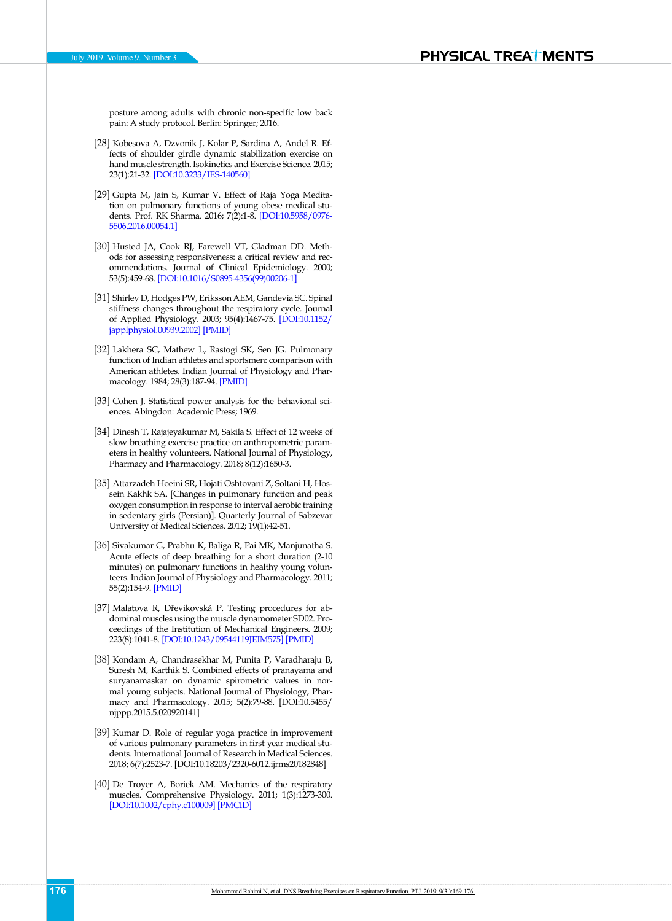posture among adults with chronic non-specific low back pain: A study protocol. Berlin: Springer; 2016.

[28] Kobesova A, Dzvonik J, Kolar P, Sardina A, Andel R. Effects of shoulder girdle dynamic stabilization exercise on hand muscle strength. Isokinetics and Exercise Science. 2015; 23(1):21-32. [DOI:10.3233/IES-140560]

[29] Gupta M, Jain S, Kumar V. Effect of Raja Yoga Meditation on pulmonary functions of young obese medical students. Prof. RK Sharma. 2016; 7(2):1-8. [DOI:10.5958/0976-5506.2016.00054.1]

[30] Husted JA, Cook RJ, Farewell VT, Gladman DD. Methods for assessing responsiveness: a critical review and recommendations. Journal of Clinical Epidemiology. 2000; 53(5):459-68. [DOI:10.1016/S0895-4356(99)00206-1]

[31] Shirley D, Hodges PW, Eriksson AEM, Gandevia SC. Spinal stiffness changes throughout the respiratory cycle. Journal of Applied Physiology. 2003; 95(4):1467-75. [DOI:10.1152/japplphysiol.00939.2002] [PMID]

[32] Lakhera SC, Mathew L, Rastogi SK, Sen JG. Pulmonary function of Indian athletes and sportsmen: comparison with American athletes. Indian Journal of Physiology and Pharmacology. 1984; 28(3):187-94. [PMID]

[33] Cohen J. Statistical power analysis for the behavioral sciences. Abingdon: Academic Press; 1969.

[34] Dinesh T, Rajajeyakumar M, Sakila S. Effect of 12 weeks of slow breathing exercise practice on anthropometric parameters in healthy volunteers. National Journal of Physiology, Pharmacy and Pharmacology. 2018; 8(12):1650-3.

[35] Attarzadeh Hoeini SR, Hojati Oshtovani Z, Soltani H, Hossein Kakhk SA. [Changes in pulmonary function and peak oxygen consumption in response to interval aerobic training in sedentary girls (Persian)]. Quarterly Journal of Sabzevar University of Medical Sciences. 2012; 19(1):42-51.

[36] Sivakumar G, Prabhu K, Baliga R, Pai MK, Manjunatha S. Acute effects of deep breathing for a short duration (2-10 minutes) on pulmonary functions in healthy young volunteers. Indian Journal of Physiology and Pharmacology. 2011; 55(2):154-9. [PMID]

[37] Malatova R, Dřevikovská P. Testing procedures for abdominal muscles using the muscle dynamometer SD02. Proceedings of the Institution of Mechanical Engineers. 2009; 223(8):1041-8. [DOI:10.1243/09544119JEIM575] [PMID]

[38] Kondam A, Chandrasekhar M, Punita P, Varadharaju B, Suresh M, Karthik S. Combined effects of pranayama and suryanamaskar on dynamic spirometric values in normal young subjects. National Journal of Physiology, Pharmacy and Pharmacology. 2015; 5(2):79-88. [DOI:10.5455/njppp.2015.5.020920141]

[39] Kumar D. Role of regular yoga practice in improvement of various pulmonary parameters in first year medical students. International Journal of Research in Medical Sciences. 2018; 6(7):2523-7. [DOI:10.18203/2320-6012.ijrms20182848]

[40] De Troyer A, Boriek AM. Mechanics of the respiratory muscles. Comprehensive Physiology. 2011; 1(3):1273-300. [DOI:10.1002/cphy.c100009] [PMCID]